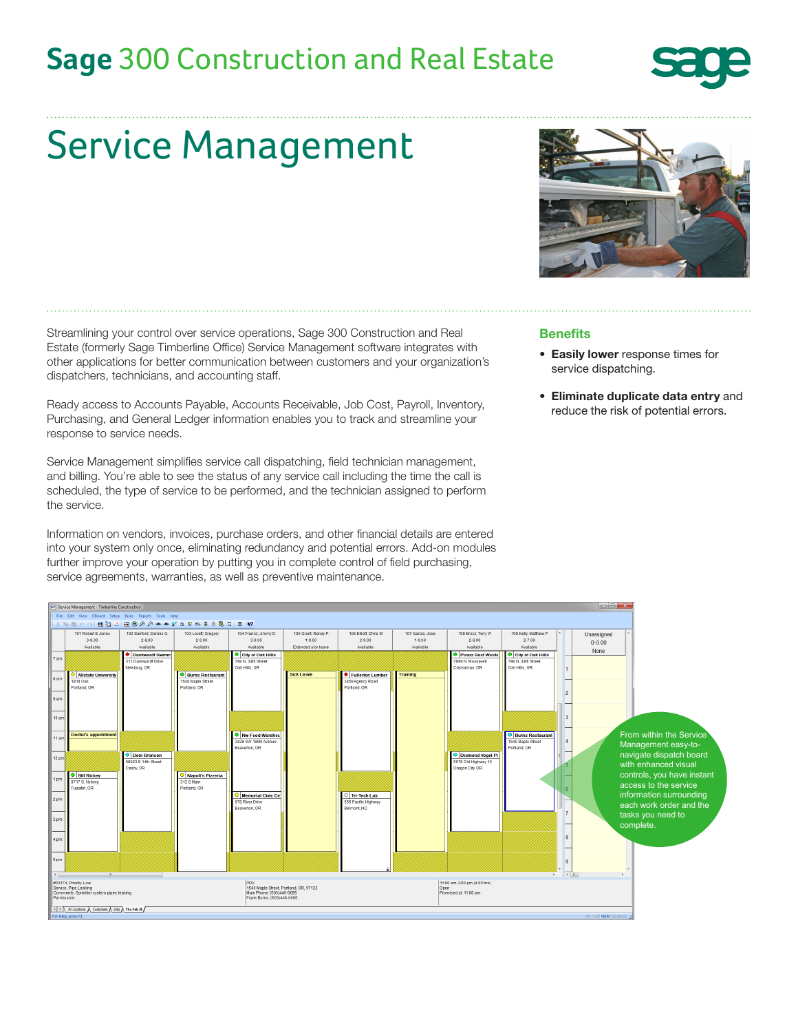# Sage 300 Construction and Real Estate

# Service Management

Streamlining your control over service operations, Sage 300 Construction and Real Estate (formerly Sage Timberline Office) Service Management software integrates with other applications for better communication between customers and your organization's dispatchers, technicians, and accounting staff.

Ready access to Accounts Payable, Accounts Receivable, Job Cost, Payroll, Inventory, Purchasing, and General Ledger information enables you to track and streamline your response to service needs.

Service Management simplifies service call dispatching, field technician management, and billing. You're able to see the status of any service call including the time the call is scheduled, the type of service to be performed, and the technician assigned to perform the service.

Information on vendors, invoices, purchase orders, and other financial details are entered into your system only once, eliminating redundancy and potential errors. Add-on modules further improve your operation by putting you in complete control of field purchasing, service agreements, warranties, as well as preventive maintenance.

## Benefits

- **Easily lower** response times for service dispatching.
- **Eliminate duplicate data entry** and reduce the risk of potential errors.

From within the Service Management easy-to-navigate dispatch board with enhanced visual controls, you have instant access to the service information surrounding each work order and the tasks you need to complete.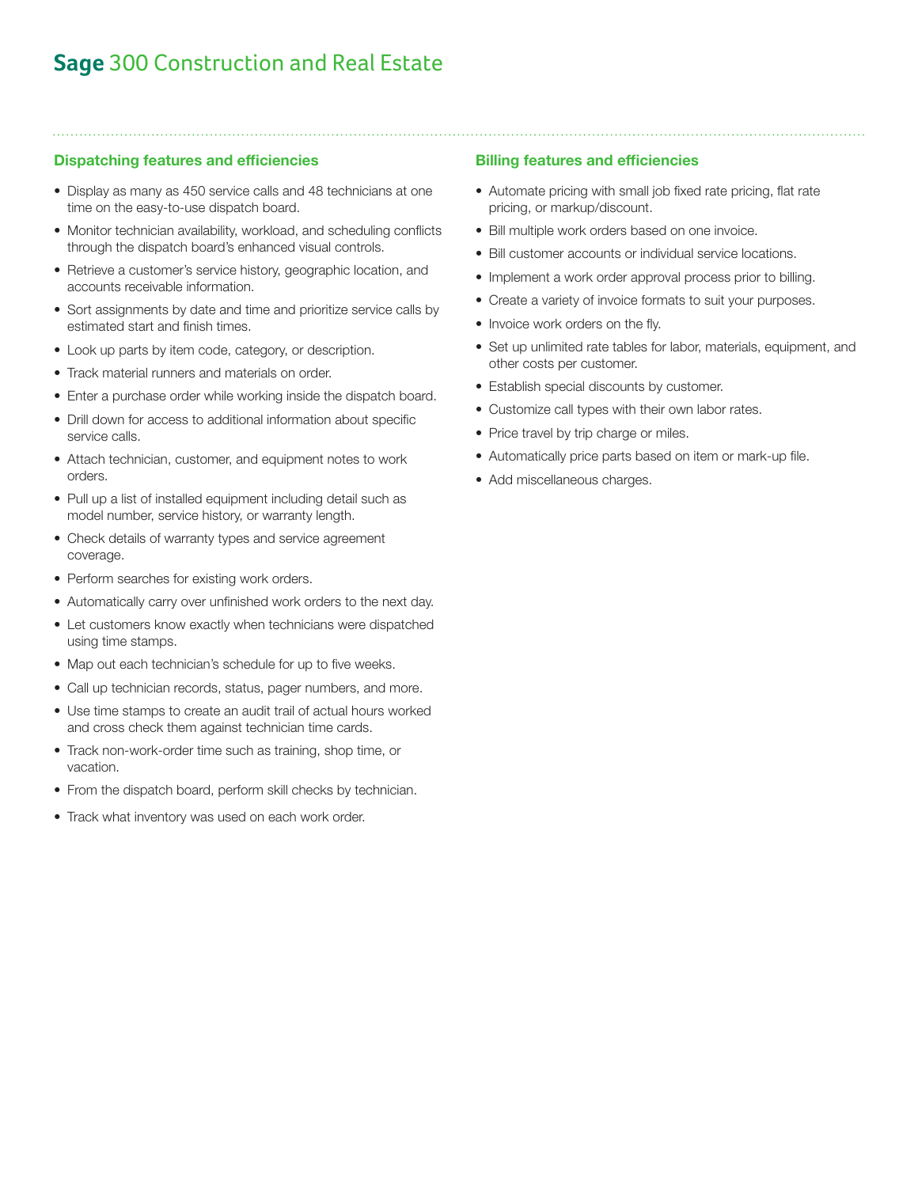## Dispatching features and efficiencies

- Display as many as 450 service calls and 48 technicians at one time on the easy-to-use dispatch board.
- Monitor technician availability, workload, and scheduling conflicts through the dispatch board's enhanced visual controls.
- Retrieve a customer's service history, geographic location, and accounts receivable information.
- Sort assignments by date and time and prioritize service calls by estimated start and finish times.
- Look up parts by item code, category, or description.
- Track material runners and materials on order.
- Enter a purchase order while working inside the dispatch board.
- Drill down for access to additional information about specific service calls.
- Attach technician, customer, and equipment notes to work orders.
- Pull up a list of installed equipment including detail such as model number, service history, or warranty length.
- Check details of warranty types and service agreement coverage.
- Perform searches for existing work orders.
- Automatically carry over unfinished work orders to the next day.
- Let customers know exactly when technicians were dispatched using time stamps.
- Map out each technician's schedule for up to five weeks.
- Call up technician records, status, pager numbers, and more.
- Use time stamps to create an audit trail of actual hours worked and cross check them against technician time cards.
- Track non-work-order time such as training, shop time, or vacation.
- From the dispatch board, perform skill checks by technician.
- Track what inventory was used on each work order.

## Billing features and efficiencies

- Automate pricing with small job fixed rate pricing, flat rate pricing, or markup/discount.
- Bill multiple work orders based on one invoice.
- Bill customer accounts or individual service locations.
- Implement a work order approval process prior to billing.
- Create a variety of invoice formats to suit your purposes.
- Invoice work orders on the fly.
- Set up unlimited rate tables for labor, materials, equipment, and other costs per customer.
- Establish special discounts by customer.
- Customize call types with their own labor rates.
- Price travel by trip charge or miles.
- Automatically price parts based on item or mark-up file.
- Add miscellaneous charges.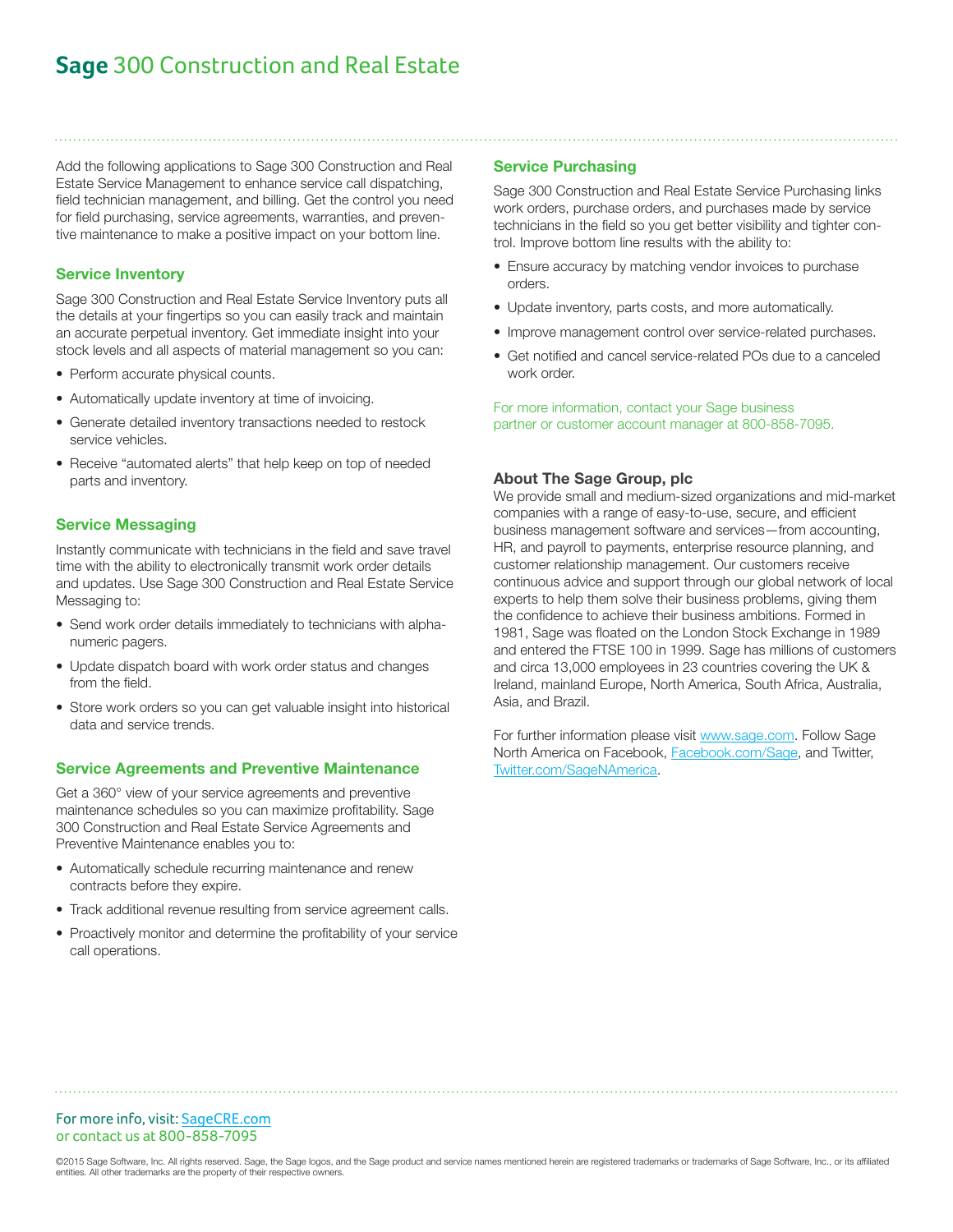# Sage 300 Construction and Real Estate

Add the following applications to Sage 300 Construction and Real Estate Service Management to enhance service call dispatching, field technician management, and billing. Get the control you need for field purchasing, service agreements, warranties, and preventive maintenance to make a positive impact on your bottom line.

### Service Inventory

Sage 300 Construction and Real Estate Service Inventory puts all the details at your fingertips so you can easily track and maintain an accurate perpetual inventory. Get immediate insight into your stock levels and all aspects of material management so you can:

- Perform accurate physical counts.
- Automatically update inventory at time of invoicing.
- Generate detailed inventory transactions needed to restock service vehicles.
- Receive "automated alerts" that help keep on top of needed parts and inventory.

### Service Messaging

Instantly communicate with technicians in the field and save travel time with the ability to electronically transmit work order details and updates. Use Sage 300 Construction and Real Estate Service Messaging to:

- Send work order details immediately to technicians with alphanumeric pagers.
- Update dispatch board with work order status and changes from the field.
- Store work orders so you can get valuable insight into historical data and service trends.

### Service Agreements and Preventive Maintenance

Get a 360° view of your service agreements and preventive maintenance schedules so you can maximize profitability. Sage 300 Construction and Real Estate Service Agreements and Preventive Maintenance enables you to:

- Automatically schedule recurring maintenance and renew contracts before they expire.
- Track additional revenue resulting from service agreement calls.
- Proactively monitor and determine the profitability of your service call operations.

### Service Purchasing

Sage 300 Construction and Real Estate Service Purchasing links work orders, purchase orders, and purchases made by service technicians in the field so you get better visibility and tighter control. Improve bottom line results with the ability to:

- Ensure accuracy by matching vendor invoices to purchase orders.
- Update inventory, parts costs, and more automatically.
- Improve management control over service-related purchases.
- Get notified and cancel service-related POs due to a canceled work order.

For more information, contact your Sage business partner or customer account manager at 800-858-7095.

### About The Sage Group, plc

We provide small and medium-sized organizations and mid-market companies with a range of easy-to-use, secure, and efficient business management software and services—from accounting, HR, and payroll to payments, enterprise resource planning, and customer relationship management. Our customers receive continuous advice and support through our global network of local experts to help them solve their business problems, giving them the confidence to achieve their business ambitions. Formed in 1981, Sage was floated on the London Stock Exchange in 1989 and entered the FTSE 100 in 1999. Sage has millions of customers and circa 13,000 employees in 23 countries covering the UK & Ireland, mainland Europe, North America, South Africa, Australia, Asia, and Brazil.

For further information please visit www.sage.com. Follow Sage North America on Facebook, Facebook.com/Sage, and Twitter, Twitter.com/SageNAmerica.

For more info, visit: SageCRE.com
or contact us at 800-858-7095

©2015 Sage Software, Inc. All rights reserved. Sage, the Sage logos, and the Sage product and service names mentioned herein are registered trademarks or trademarks of Sage Software, Inc., or its affiliated entities. All other trademarks are the property of their respective owners.